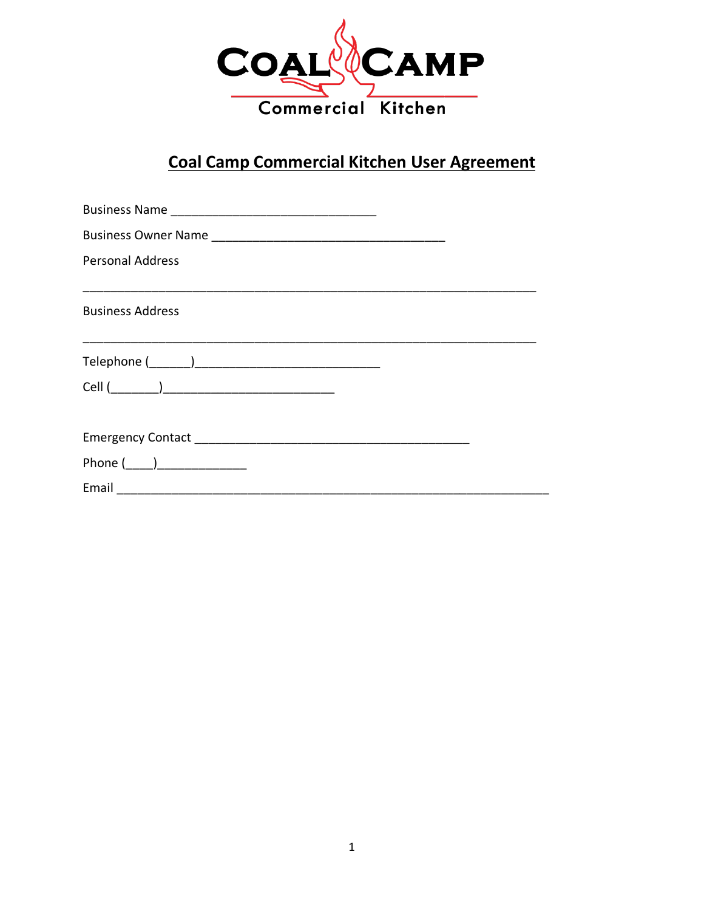# Coal Camp Commercial Kitchen User Agreement

Business Name ______________________________

Business Owner Name __________________________________

Personal Address

_________________________________________________________________

Business Address

_________________________________________________________________

Telephone (______)___________________________

Cell (_______)_________________________

Emergency Contact ________________________________________

Phone (____)_____________

Email ________________________________________________________________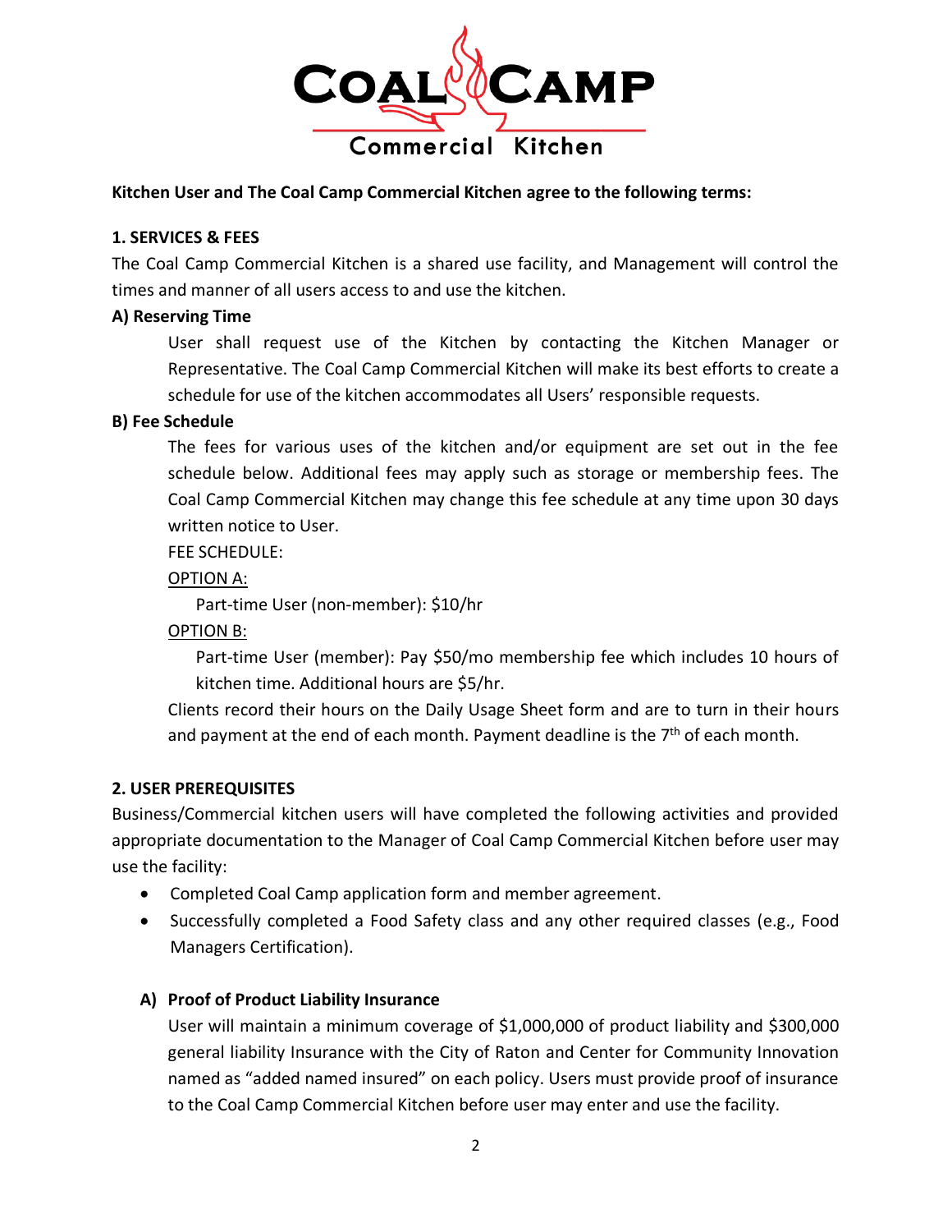**Kitchen User and The Coal Camp Commercial Kitchen agree to the following terms:**

**1. SERVICES & FEES**

The Coal Camp Commercial Kitchen is a shared use facility, and Management will control the times and manner of all users access to and use the kitchen.

**A) Reserving Time**

User shall request use of the Kitchen by contacting the Kitchen Manager or Representative. The Coal Camp Commercial Kitchen will make its best efforts to create a schedule for use of the kitchen accommodates all Users' responsible requests.

**B) Fee Schedule**

The fees for various uses of the kitchen and/or equipment are set out in the fee schedule below. Additional fees may apply such as storage or membership fees. The Coal Camp Commercial Kitchen may change this fee schedule at any time upon 30 days written notice to User.

FEE SCHEDULE:

OPTION A:

Part-time User (non-member): $10/hr

OPTION B:

Part-time User (member): Pay $50/mo membership fee which includes 10 hours of kitchen time. Additional hours are $5/hr.

Clients record their hours on the Daily Usage Sheet form and are to turn in their hours and payment at the end of each month. Payment deadline is the 7th of each month.

**2. USER PREREQUISITES**

Business/Commercial kitchen users will have completed the following activities and provided appropriate documentation to the Manager of Coal Camp Commercial Kitchen before user may use the facility:

- Completed Coal Camp application form and member agreement.
- Successfully completed a Food Safety class and any other required classes (e.g., Food Managers Certification).

**A) Proof of Product Liability Insurance**

User will maintain a minimum coverage of $1,000,000 of product liability and $300,000 general liability Insurance with the City of Raton and Center for Community Innovation named as "added named insured" on each policy. Users must provide proof of insurance to the Coal Camp Commercial Kitchen before user may enter and use the facility.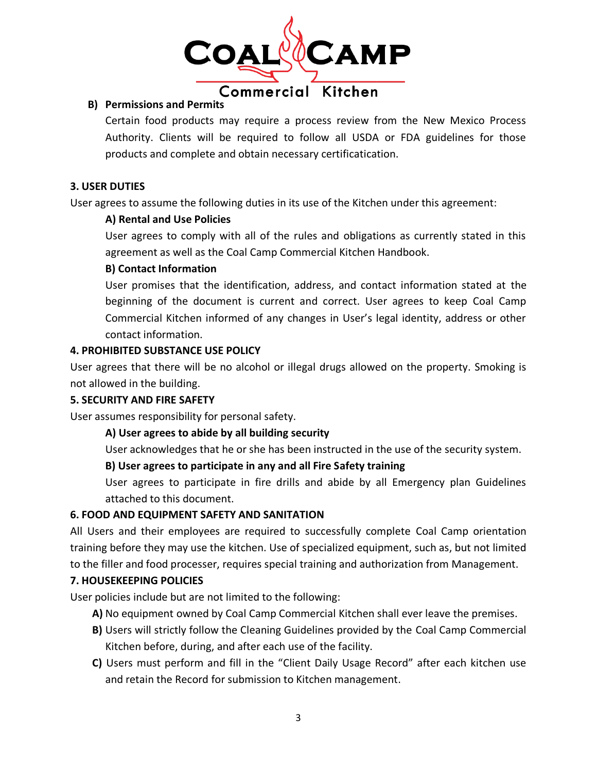**B) Permissions and Permits**

Certain food products may require a process review from the New Mexico Process Authority. Clients will be required to follow all USDA or FDA guidelines for those products and complete and obtain necessary certificatication.

**3. USER DUTIES**

User agrees to assume the following duties in its use of the Kitchen under this agreement:

**A) Rental and Use Policies**

User agrees to comply with all of the rules and obligations as currently stated in this agreement as well as the Coal Camp Commercial Kitchen Handbook.

**B) Contact Information**

User promises that the identification, address, and contact information stated at the beginning of the document is current and correct. User agrees to keep Coal Camp Commercial Kitchen informed of any changes in User's legal identity, address or other contact information.

**4. PROHIBITED SUBSTANCE USE POLICY**

User agrees that there will be no alcohol or illegal drugs allowed on the property. Smoking is not allowed in the building.

**5. SECURITY AND FIRE SAFETY**

User assumes responsibility for personal safety.

**A) User agrees to abide by all building security**

User acknowledges that he or she has been instructed in the use of the security system.

**B) User agrees to participate in any and all Fire Safety training**

User agrees to participate in fire drills and abide by all Emergency plan Guidelines attached to this document.

**6. FOOD AND EQUIPMENT SAFETY AND SANITATION**

All Users and their employees are required to successfully complete Coal Camp orientation training before they may use the kitchen. Use of specialized equipment, such as, but not limited to the filler and food processer, requires special training and authorization from Management.

**7. HOUSEKEEPING POLICIES**

User policies include but are not limited to the following:

**A)** No equipment owned by Coal Camp Commercial Kitchen shall ever leave the premises.

**B)** Users will strictly follow the Cleaning Guidelines provided by the Coal Camp Commercial Kitchen before, during, and after each use of the facility.

**C)** Users must perform and fill in the "Client Daily Usage Record" after each kitchen use and retain the Record for submission to Kitchen management.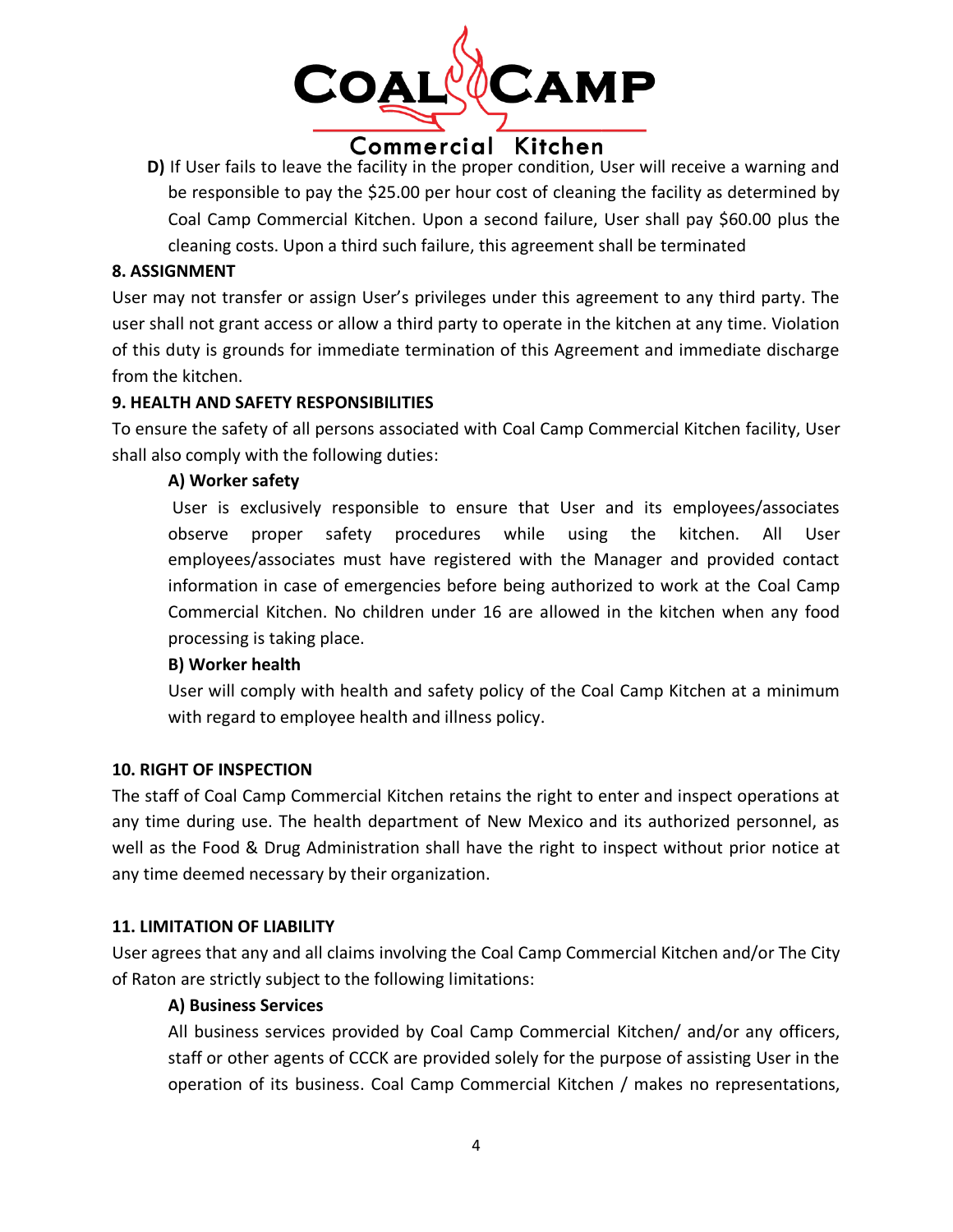**D)** If User fails to leave the facility in the proper condition, User will receive a warning and be responsible to pay the $25.00 per hour cost of cleaning the facility as determined by Coal Camp Commercial Kitchen. Upon a second failure, User shall pay $60.00 plus the cleaning costs. Upon a third such failure, this agreement shall be terminated

**8. ASSIGNMENT**

User may not transfer or assign User's privileges under this agreement to any third party. The user shall not grant access or allow a third party to operate in the kitchen at any time. Violation of this duty is grounds for immediate termination of this Agreement and immediate discharge from the kitchen.

**9. HEALTH AND SAFETY RESPONSIBILITIES**

To ensure the safety of all persons associated with Coal Camp Commercial Kitchen facility, User shall also comply with the following duties:

**A) Worker safety**

User is exclusively responsible to ensure that User and its employees/associates observe proper safety procedures while using the kitchen. All User employees/associates must have registered with the Manager and provided contact information in case of emergencies before being authorized to work at the Coal Camp Commercial Kitchen. No children under 16 are allowed in the kitchen when any food processing is taking place.

**B) Worker health**

User will comply with health and safety policy of the Coal Camp Kitchen at a minimum with regard to employee health and illness policy.

**10. RIGHT OF INSPECTION**

The staff of Coal Camp Commercial Kitchen retains the right to enter and inspect operations at any time during use. The health department of New Mexico and its authorized personnel, as well as the Food & Drug Administration shall have the right to inspect without prior notice at any time deemed necessary by their organization.

**11. LIMITATION OF LIABILITY**

User agrees that any and all claims involving the Coal Camp Commercial Kitchen and/or The City of Raton are strictly subject to the following limitations:

**A) Business Services**

All business services provided by Coal Camp Commercial Kitchen/ and/or any officers, staff or other agents of CCCK are provided solely for the purpose of assisting User in the operation of its business. Coal Camp Commercial Kitchen / makes no representations,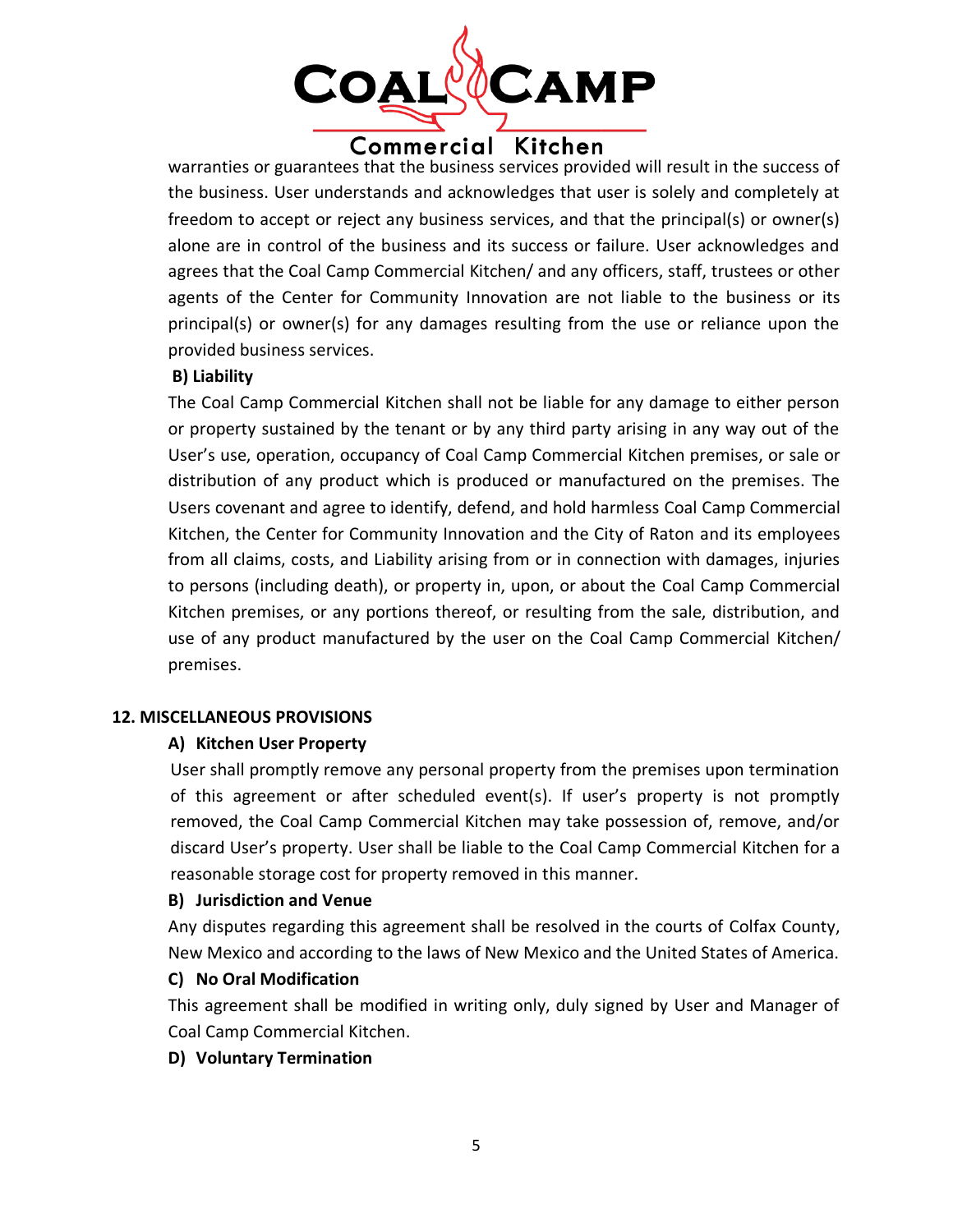warranties or guarantees that the business services provided will result in the success of the business. User understands and acknowledges that user is solely and completely at freedom to accept or reject any business services, and that the principal(s) or owner(s) alone are in control of the business and its success or failure. User acknowledges and agrees that the Coal Camp Commercial Kitchen/ and any officers, staff, trustees or other agents of the Center for Community Innovation are not liable to the business or its principal(s) or owner(s) for any damages resulting from the use or reliance upon the provided business services.

**B) Liability**

The Coal Camp Commercial Kitchen shall not be liable for any damage to either person or property sustained by the tenant or by any third party arising in any way out of the User's use, operation, occupancy of Coal Camp Commercial Kitchen premises, or sale or distribution of any product which is produced or manufactured on the premises. The Users covenant and agree to identify, defend, and hold harmless Coal Camp Commercial Kitchen, the Center for Community Innovation and the City of Raton and its employees from all claims, costs, and Liability arising from or in connection with damages, injuries to persons (including death), or property in, upon, or about the Coal Camp Commercial Kitchen premises, or any portions thereof, or resulting from the sale, distribution, and use of any product manufactured by the user on the Coal Camp Commercial Kitchen/ premises.

## 12. MISCELLANEOUS PROVISIONS

**A) Kitchen User Property**

User shall promptly remove any personal property from the premises upon termination of this agreement or after scheduled event(s). If user's property is not promptly removed, the Coal Camp Commercial Kitchen may take possession of, remove, and/or discard User's property. User shall be liable to the Coal Camp Commercial Kitchen for a reasonable storage cost for property removed in this manner.

**B) Jurisdiction and Venue**

Any disputes regarding this agreement shall be resolved in the courts of Colfax County, New Mexico and according to the laws of New Mexico and the United States of America.

**C) No Oral Modification**

This agreement shall be modified in writing only, duly signed by User and Manager of Coal Camp Commercial Kitchen.

**D) Voluntary Termination**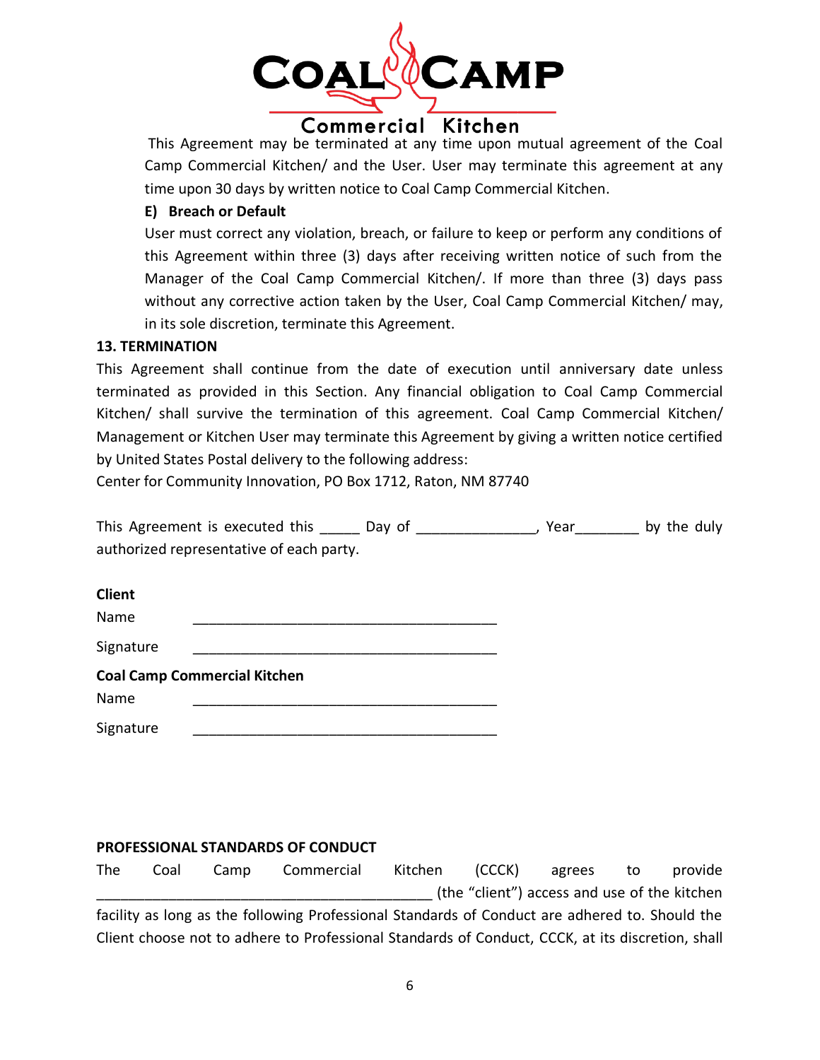This Agreement may be terminated at any time upon mutual agreement of the Coal Camp Commercial Kitchen/ and the User. User may terminate this agreement at any time upon 30 days by written notice to Coal Camp Commercial Kitchen.

**E) Breach or Default**

User must correct any violation, breach, or failure to keep or perform any conditions of this Agreement within three (3) days after receiving written notice of such from the Manager of the Coal Camp Commercial Kitchen/. If more than three (3) days pass without any corrective action taken by the User, Coal Camp Commercial Kitchen/ may, in its sole discretion, terminate this Agreement.

**13. TERMINATION**

This Agreement shall continue from the date of execution until anniversary date unless terminated as provided in this Section. Any financial obligation to Coal Camp Commercial Kitchen/ shall survive the termination of this agreement. Coal Camp Commercial Kitchen/ Management or Kitchen User may terminate this Agreement by giving a written notice certified by United States Postal delivery to the following address:
Center for Community Innovation, PO Box 1712, Raton, NM 87740

This Agreement is executed this _____ Day of _______________, Year________ by the duly authorized representative of each party.

**Client**

Name _______________________________________

Signature _______________________________________

**Coal Camp Commercial Kitchen**

Name _______________________________________

Signature _______________________________________

**PROFESSIONAL STANDARDS OF CONDUCT**

The Coal Camp Commercial Kitchen (CCCK) agrees to provide __________________________________________ (the "client") access and use of the kitchen facility as long as the following Professional Standards of Conduct are adhered to. Should the Client choose not to adhere to Professional Standards of Conduct, CCCK, at its discretion, shall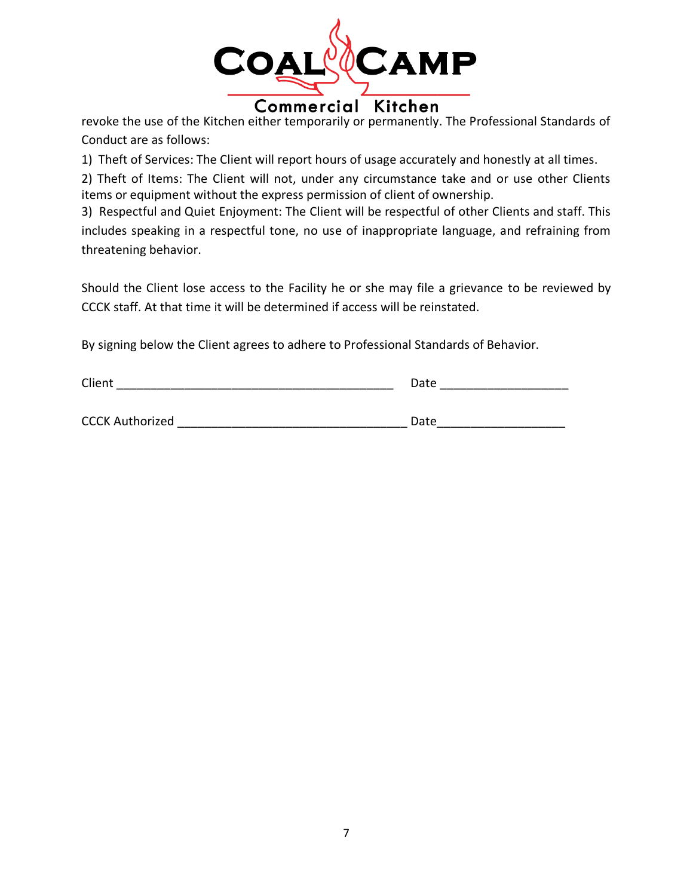revoke the use of the Kitchen either temporarily or permanently. The Professional Standards of Conduct are as follows:

1) Theft of Services: The Client will report hours of usage accurately and honestly at all times.

2) Theft of Items: The Client will not, under any circumstance take and or use other Clients items or equipment without the express permission of client of ownership.

3) Respectful and Quiet Enjoyment: The Client will be respectful of other Clients and staff. This includes speaking in a respectful tone, no use of inappropriate language, and refraining from threatening behavior.

Should the Client lose access to the Facility he or she may file a grievance to be reviewed by CCCK staff. At that time it will be determined if access will be reinstated.

By signing below the Client agrees to adhere to Professional Standards of Behavior.

Client ________________________________________ Date __________________

CCCK Authorized _________________________________ Date__________________